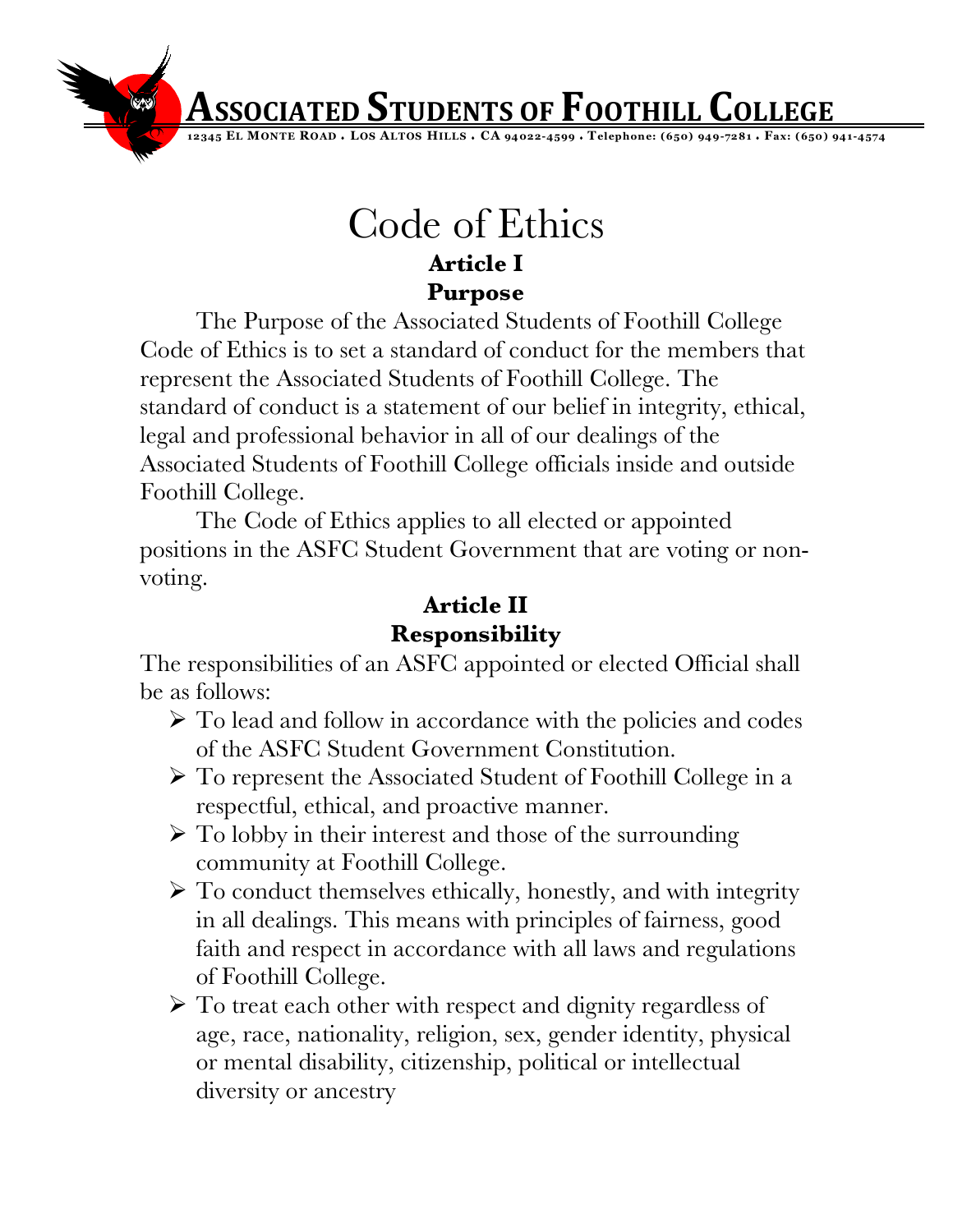# Associated Students of Foothill College

12345 El Monte Road . Los Altos Hills . CA 94022-4599 . Telephone: (650) 949-7281 . Fax: (650) 941-4574

# Code of Ethics

## Article I
## Purpose

The Purpose of the Associated Students of Foothill College Code of Ethics is to set a standard of conduct for the members that represent the Associated Students of Foothill College. The standard of conduct is a statement of our belief in integrity, ethical, legal and professional behavior in all of our dealings of the Associated Students of Foothill College officials inside and outside Foothill College.

The Code of Ethics applies to all elected or appointed positions in the ASFC Student Government that are voting or non-voting.

## Article II
## Responsibility

The responsibilities of an ASFC appointed or elected Official shall be as follows:

- To lead and follow in accordance with the policies and codes of the ASFC Student Government Constitution.
- To represent the Associated Student of Foothill College in a respectful, ethical, and proactive manner.
- To lobby in their interest and those of the surrounding community at Foothill College.
- To conduct themselves ethically, honestly, and with integrity in all dealings. This means with principles of fairness, good faith and respect in accordance with all laws and regulations of Foothill College.
- To treat each other with respect and dignity regardless of age, race, nationality, religion, sex, gender identity, physical or mental disability, citizenship, political or intellectual diversity or ancestry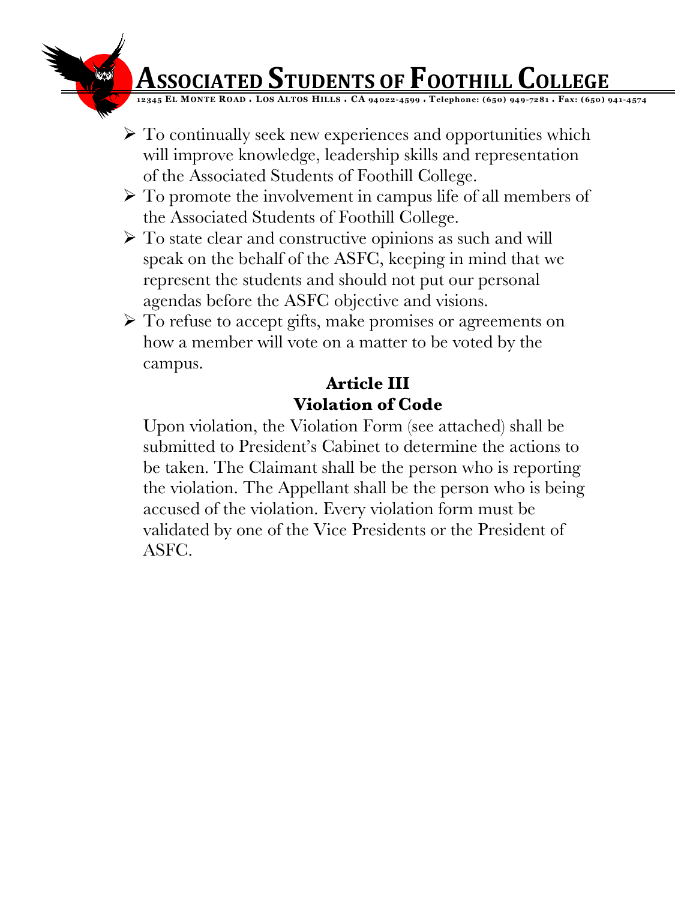- To continually seek new experiences and opportunities which will improve knowledge, leadership skills and representation of the Associated Students of Foothill College.
- To promote the involvement in campus life of all members of the Associated Students of Foothill College.
- To state clear and constructive opinions as such and will speak on the behalf of the ASFC, keeping in mind that we represent the students and should not put our personal agendas before the ASFC objective and visions.
- To refuse to accept gifts, make promises or agreements on how a member will vote on a matter to be voted by the campus.

## Article III
## Violation of Code

Upon violation, the Violation Form (see attached) shall be submitted to President's Cabinet to determine the actions to be taken. The Claimant shall be the person who is reporting the violation. The Appellant shall be the person who is being accused of the violation. Every violation form must be validated by one of the Vice Presidents or the President of ASFC.